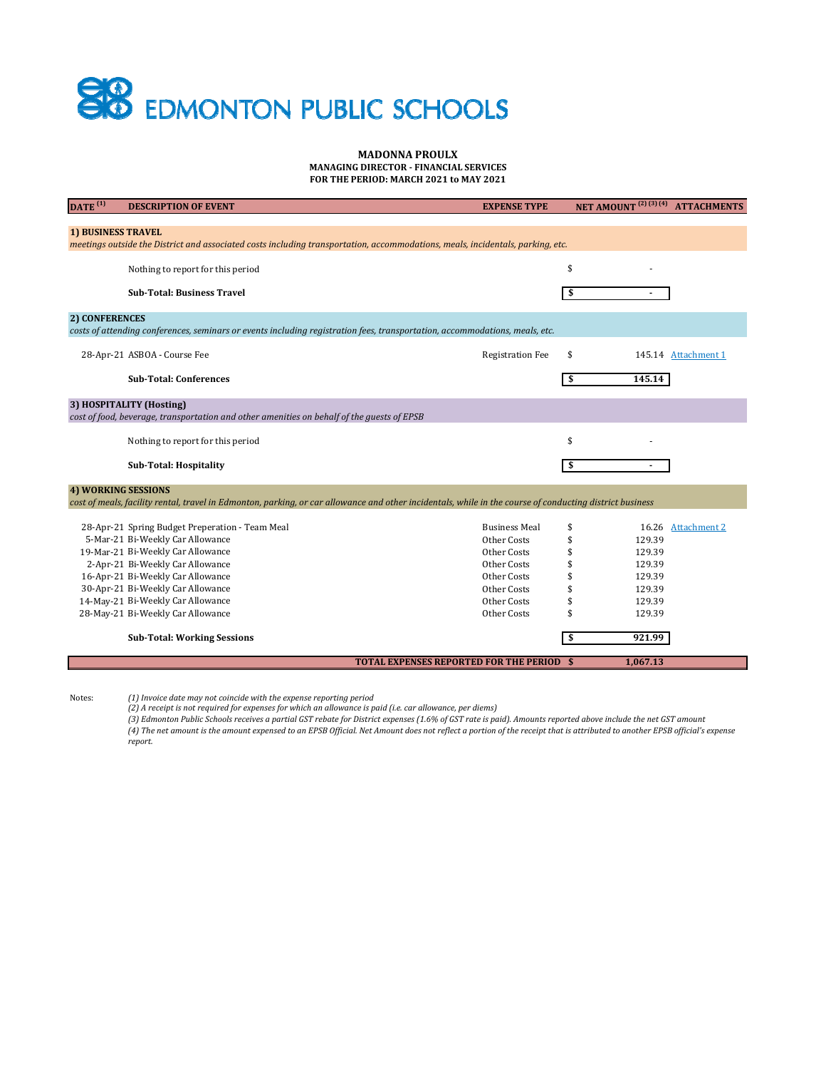# EDMONTON PUBLIC SCHOOLS

**MADONNA PROULX**
**MANAGING DIRECTOR - FINANCIAL SERVICES**
**FOR THE PERIOD: MARCH 2021 to MAY 2021**

| DATE [1] | DESCRIPTION OF EVENT | EXPENSE TYPE | NET AMOUNT [2] [3] [4] | ATTACHMENTS |
|---|---|---|---|---|
| **1) BUSINESS TRAVEL** | | | | |
| *meetings outside the District and associated costs including transportation, accommodations, meals, incidentals, parking, etc.* | | | | |
| | Nothing to report for this period | | $ - | |
| | **Sub-Total: Business Travel** | | **$ -** | |
| **2) CONFERENCES** | | | | |
| *costs of attending conferences, seminars or events including registration fees, transportation, accommodations, meals, etc.* | | | | |
| 28-Apr-21 | ASBOA - Course Fee | Registration Fee | $ 145.14 | Attachment 1 |
| | **Sub-Total: Conferences** | | **$ 145.14** | |
| **3) HOSPITALITY (Hosting)** | | | | |
| *cost of food, beverage, transportation and other amenities on behalf of the guests of EPSB* | | | | |
| | Nothing to report for this period | | $ - | |
| | **Sub-Total: Hospitality** | | **$ -** | |
| **4) WORKING SESSIONS** | | | | |
| *cost of meals, facility rental, travel in Edmonton, parking, or car allowance and other incidentals, while in the course of conducting district business* | | | | |
| 28-Apr-21 | Spring Budget Preperation - Team Meal | Business Meal | $ 16.26 | Attachment 2 |
| 5-Mar-21 | Bi-Weekly Car Allowance | Other Costs | $ 129.39 | |
| 19-Mar-21 | Bi-Weekly Car Allowance | Other Costs | $ 129.39 | |
| 2-Apr-21 | Bi-Weekly Car Allowance | Other Costs | $ 129.39 | |
| 16-Apr-21 | Bi-Weekly Car Allowance | Other Costs | $ 129.39 | |
| 30-Apr-21 | Bi-Weekly Car Allowance | Other Costs | $ 129.39 | |
| 14-May-21 | Bi-Weekly Car Allowance | Other Costs | $ 129.39 | |
| 28-May-21 | Bi-Weekly Car Allowance | Other Costs | $ 129.39 | |
| | **Sub-Total: Working Sessions** | | **$ 921.99** | |
| | **TOTAL EXPENSES REPORTED FOR THE PERIOD** | | **$ 1,067.13** | |

Notes:

*(1) Invoice date may not coincide with the expense reporting period*
*(2) A receipt is not required for expenses for which an allowance is paid (i.e. car allowance, per diems)*
*(3) Edmonton Public Schools receives a partial GST rebate for District expenses (1.6% of GST rate is paid). Amounts reported above include the net GST amount*
*(4) The net amount is the amount expensed to an EPSB Official. Net Amount does not reflect a portion of the receipt that is attributed to another EPSB official's expense report.*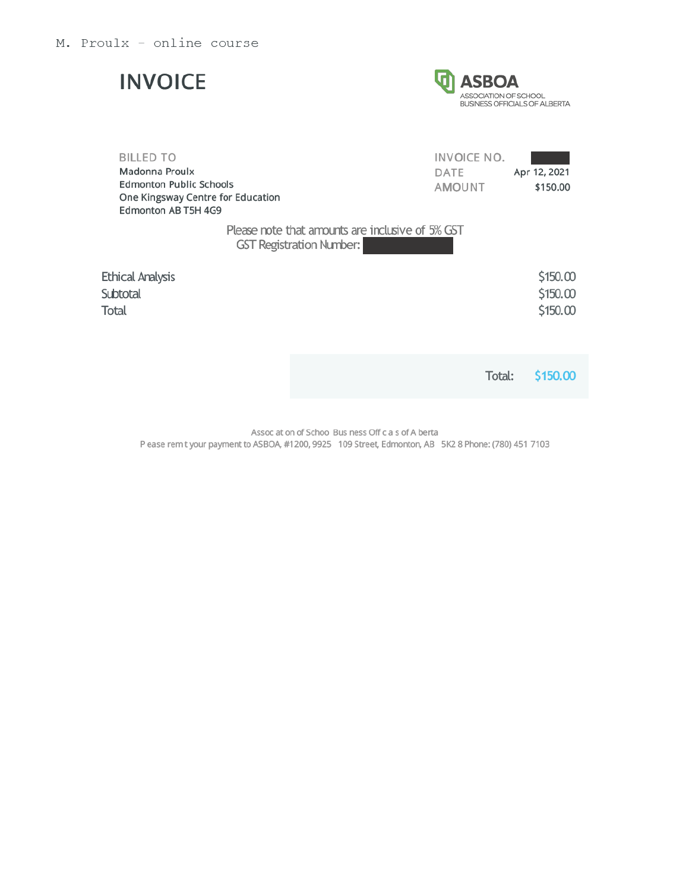M. Proulx – online course

# INVOICE

**ASBOA**
ASSOCIATION OF SCHOOL BUSINESS OFFICIALS OF ALBERTA

**BILLED TO**
Madonna Proulx
Edmonton Public Schools
One Kingsway Centre for Education
Edmonton AB T5H 4G9

| | |
|---|---|
| INVOICE NO. | |
| DATE | Apr 12, 2021 |
| AMOUNT | $150.00 |

Please note that amounts are inclusive of 5% GST
GST Registration Number:

| | |
|---|---|
| Ethical Analysis | $150.00 |
| Subtotal | $150.00 |
| Total | $150.00 |

**Total: $150.00**

Assoc at on of Schoo Bus ness Off c a s of A berta
P ease rem t your payment to ASBOA, #1200, 9925 109 Street, Edmonton, AB 5K2 8 Phone: (780) 451 7103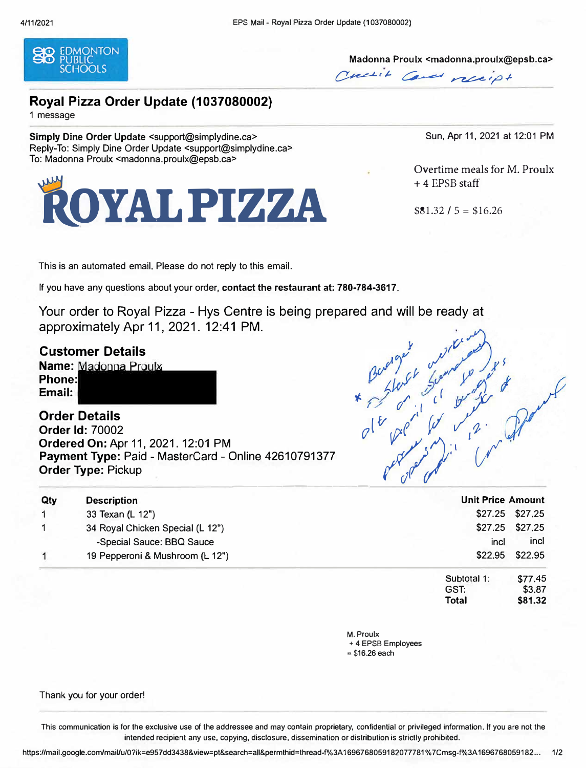![EDMONTON PUBLIC SCHOOLS]

Madonna Proulx <madonna.proulx@epsb.ca>

Credit Card receipt

## Royal Pizza Order Update (1037080002)

1 message

**Simply Dine Order Update** <support@simplydine.ca>
Reply-To: Simply Dine Order Update <support@simplydine.ca>
To: Madonna Proulx <madonna.proulx@epsb.ca>

Sun, Apr 11, 2021 at 12:01 PM

# ROYAL PIZZA

Overtime meals for M. Proulx
+ 4 EPSB staff

$81.32 / 5 = $16.26

This is an automated email. Please do not reply to this email.

If you have any questions about your order, **contact the restaurant at: 780-784-3617**.

Your order to Royal Pizza - Hys Centre is being prepared and will be ready at approximately Apr 11, 2021. 12:41 PM.

### Customer Details

**Name:** Madonna Proulx
**Phone:** [redacted]
**Email:** [redacted]

### Order Details

**Order Id:** 70002
**Ordered On:** Apr 11, 2021. 12:01 PM
**Payment Type:** Paid - MasterCard - Online 42610791377
**Order Type:** Pickup

*Budget working - Staff Services to budgets & all on April 11 for week of opening April 12. In approval*

| Qty | Description | Unit Price | Amount |
|---|---|---|---|
| 1 | 33 Texan (L 12") | $27.25 | $27.25 |
| 1 | 34 Royal Chicken Special (L 12") | $27.25 | $27.25 |
| | -Special Sauce: BBQ Sauce | incl | incl |
| 1 | 19 Pepperoni & Mushroom (L 12") | $22.95 | $22.95 |

| | |
|---|---|
| Subtotal 1: | $77.45 |
| GST: | $3.87 |
| **Total** | **$81.32** |

M. Proulx
+ 4 EPSB Employees
= $16.26 each

Thank you for your order!

This communication is for the exclusive use of the addressee and may contain proprietary, confidential or privileged information. If you are not the intended recipient any use, copying, disclosure, dissemination or distribution is strictly prohibited.